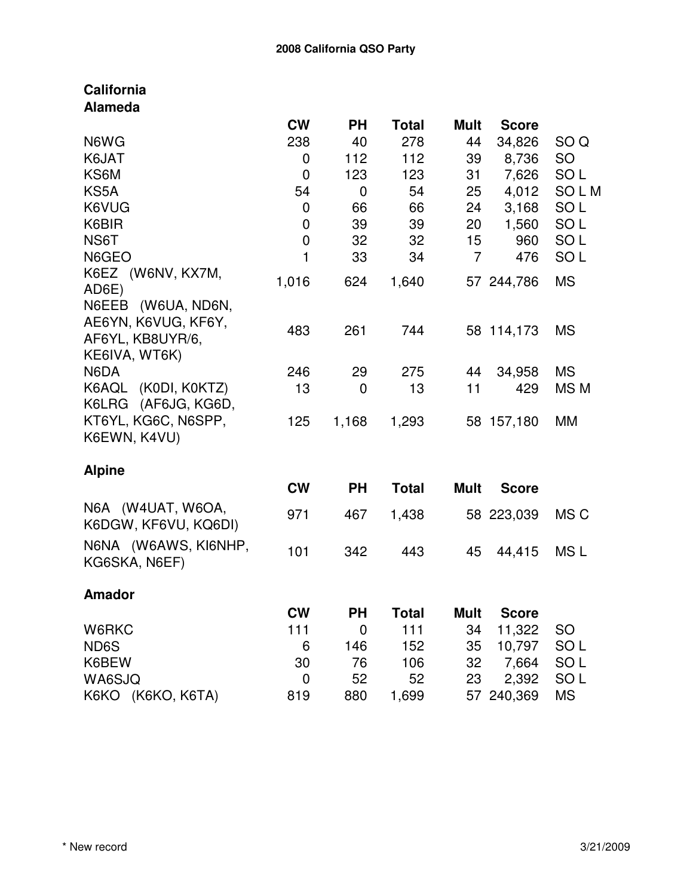## 2008 California QSO Party

### California

#### Alameda

| | CW | PH | Total | Mult | Score | |
|---|---|---|---|---|---|---|
| N6WG | 238 | 40 | 278 | 44 | 34,826 | SO Q |
| K6JAT | 0 | 112 | 112 | 39 | 8,736 | SO |
| KS6M | 0 | 123 | 123 | 31 | 7,626 | SO L |
| KS5A | 54 | 0 | 54 | 25 | 4,012 | SO L M |
| K6VUG | 0 | 66 | 66 | 24 | 3,168 | SO L |
| K6BIR | 0 | 39 | 39 | 20 | 1,560 | SO L |
| NS6T | 0 | 32 | 32 | 15 | 960 | SO L |
| N6GEO | 1 | 33 | 34 | 7 | 476 | SO L |
| K6EZ (W6NV, KX7M, AD6E) | 1,016 | 624 | 1,640 | 57 | 244,786 | MS |
| N6EEB (W6UA, ND6N, AE6YN, K6VUG, KF6Y, AF6YL, KB8UYR/6, KE6IVA, WT6K) | 483 | 261 | 744 | 58 | 114,173 | MS |
| N6DA | 246 | 29 | 275 | 44 | 34,958 | MS |
| K6AQL (K0DI, K0KTZ) | 13 | 0 | 13 | 11 | 429 | MS M |
| K6LRG (AF6JG, KG6D, KT6YL, KG6C, N6SPP, K6EWN, K4VU) | 125 | 1,168 | 1,293 | 58 | 157,180 | MM |

#### Alpine

| | CW | PH | Total | Mult | Score | |
|---|---|---|---|---|---|---|
| N6A (W4UAT, W6OA, K6DGW, KF6VU, KQ6DI) | 971 | 467 | 1,438 | 58 | 223,039 | MS C |
| N6NA (W6AWS, KI6NHP, KG6SKA, N6EF) | 101 | 342 | 443 | 45 | 44,415 | MS L |

#### Amador

| | CW | PH | Total | Mult | Score | |
|---|---|---|---|---|---|---|
| W6RKC | 111 | 0 | 111 | 34 | 11,322 | SO |
| ND6S | 6 | 146 | 152 | 35 | 10,797 | SO L |
| K6BEW | 30 | 76 | 106 | 32 | 7,664 | SO L |
| WA6SJQ | 0 | 52 | 52 | 23 | 2,392 | SO L |
| K6KO (K6KO, K6TA) | 819 | 880 | 1,699 | 57 | 240,369 | MS |

\* New record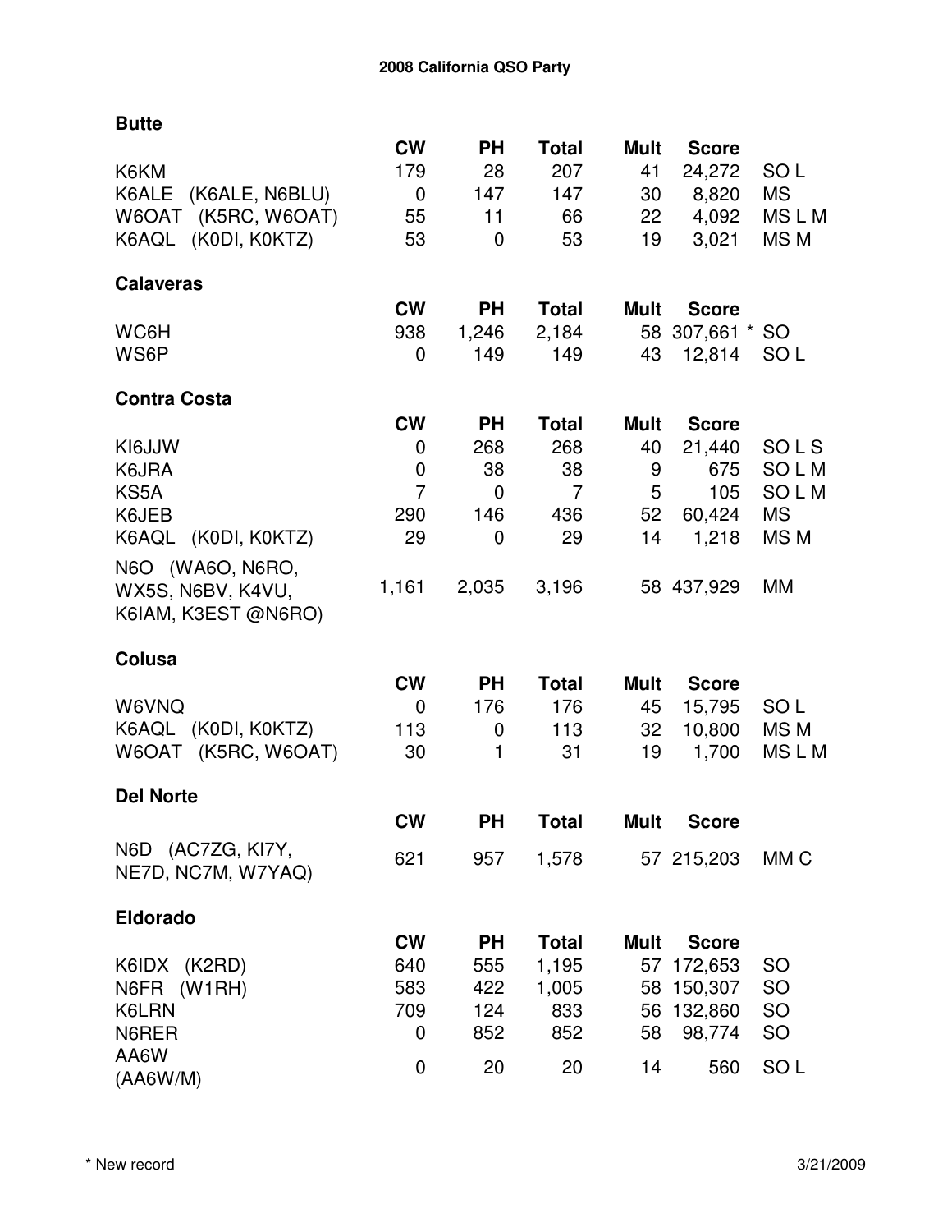# 2008 California QSO Party

## Butte

| | CW | PH | Total | Mult | Score | |
|---|---|---|---|---|---|---|
| K6KM | 179 | 28 | 207 | 41 | 24,272 | SO L |
| K6ALE (K6ALE, N6BLU) | 0 | 147 | 147 | 30 | 8,820 | MS |
| W6OAT (K5RC, W6OAT) | 55 | 11 | 66 | 22 | 4,092 | MS L M |
| K6AQL (K0DI, K0KTZ) | 53 | 0 | 53 | 19 | 3,021 | MS M |

## Calaveras

| | CW | PH | Total | Mult | Score | |
|---|---|---|---|---|---|---|
| WC6H | 938 | 1,246 | 2,184 | 58 | 307,661 * | SO |
| WS6P | 0 | 149 | 149 | 43 | 12,814 | SO L |

## Contra Costa

| | CW | PH | Total | Mult | Score | |
|---|---|---|---|---|---|---|
| KI6JJW | 0 | 268 | 268 | 40 | 21,440 | SO L S |
| K6JRA | 0 | 38 | 38 | 9 | 675 | SO L M |
| KS5A | 7 | 0 | 7 | 5 | 105 | SO L M |
| K6JEB | 290 | 146 | 436 | 52 | 60,424 | MS |
| K6AQL (K0DI, K0KTZ) | 29 | 0 | 29 | 14 | 1,218 | MS M |
| N6O (WA6O, N6RO, WX5S, N6BV, K4VU, K6IAM, K3EST @N6RO) | 1,161 | 2,035 | 3,196 | 58 | 437,929 | MM |

## Colusa

| | CW | PH | Total | Mult | Score | |
|---|---|---|---|---|---|---|
| W6VNQ | 0 | 176 | 176 | 45 | 15,795 | SO L |
| K6AQL (K0DI, K0KTZ) | 113 | 0 | 113 | 32 | 10,800 | MS M |
| W6OAT (K5RC, W6OAT) | 30 | 1 | 31 | 19 | 1,700 | MS L M |

## Del Norte

| | CW | PH | Total | Mult | Score | |
|---|---|---|---|---|---|---|
| N6D (AC7ZG, KI7Y, NE7D, NC7M, W7YAQ) | 621 | 957 | 1,578 | 57 | 215,203 | MM C |

## Eldorado

| | CW | PH | Total | Mult | Score | |
|---|---|---|---|---|---|---|
| K6IDX (K2RD) | 640 | 555 | 1,195 | 57 | 172,653 | SO |
| N6FR (W1RH) | 583 | 422 | 1,005 | 58 | 150,307 | SO |
| K6LRN | 709 | 124 | 833 | 56 | 132,860 | SO |
| N6RER | 0 | 852 | 852 | 58 | 98,774 | SO |
| AA6W (AA6W/M) | 0 | 20 | 20 | 14 | 560 | SO L |

* New record

3/21/2009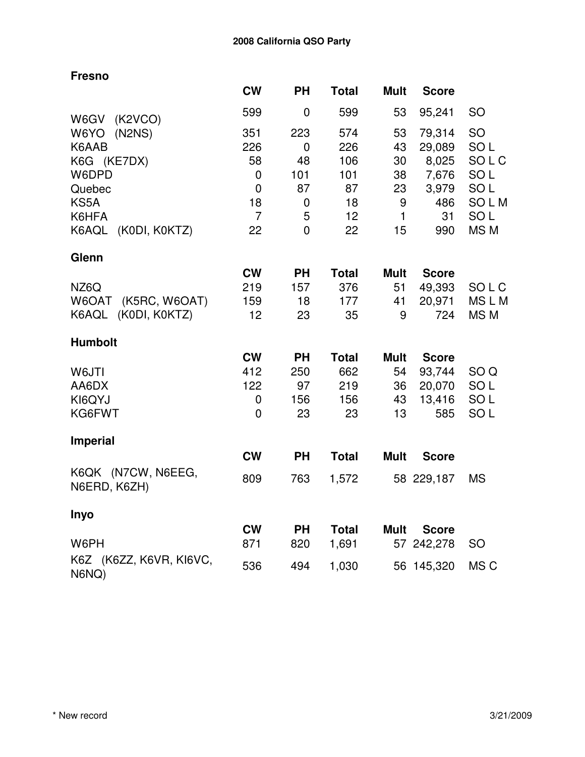## 2008 California QSO Party

### Fresno

| | CW | PH | Total | Mult | Score | |
|---|---|---|---|---|---|---|
| W6GV (K2VCO) | 599 | 0 | 599 | 53 | 95,241 | SO |
| W6YO (N2NS) | 351 | 223 | 574 | 53 | 79,314 | SO |
| K6AAB | 226 | 0 | 226 | 43 | 29,089 | SO L |
| K6G (KE7DX) | 58 | 48 | 106 | 30 | 8,025 | SO L C |
| W6DPD | 0 | 101 | 101 | 38 | 7,676 | SO L |
| Quebec | 0 | 87 | 87 | 23 | 3,979 | SO L |
| KS5A | 18 | 0 | 18 | 9 | 486 | SO L M |
| K6HFA | 7 | 5 | 12 | 1 | 31 | SO L |
| K6AQL (K0DI, K0KTZ) | 22 | 0 | 22 | 15 | 990 | MS M |

### Glenn

| | CW | PH | Total | Mult | Score | |
|---|---|---|---|---|---|---|
| NZ6Q | 219 | 157 | 376 | 51 | 49,393 | SO L C |
| W6OAT (K5RC, W6OAT) | 159 | 18 | 177 | 41 | 20,971 | MS L M |
| K6AQL (K0DI, K0KTZ) | 12 | 23 | 35 | 9 | 724 | MS M |

### Humbolt

| | CW | PH | Total | Mult | Score | |
|---|---|---|---|---|---|---|
| W6JTI | 412 | 250 | 662 | 54 | 93,744 | SO Q |
| AA6DX | 122 | 97 | 219 | 36 | 20,070 | SO L |
| KI6QYJ | 0 | 156 | 156 | 43 | 13,416 | SO L |
| KG6FWT | 0 | 23 | 23 | 13 | 585 | SO L |

### Imperial

| | CW | PH | Total | Mult | Score | |
|---|---|---|---|---|---|---|
| K6QK (N7CW, N6EEG, N6ERD, K6ZH) | 809 | 763 | 1,572 | 58 | 229,187 | MS |

### Inyo

| | CW | PH | Total | Mult | Score | |
|---|---|---|---|---|---|---|
| W6PH | 871 | 820 | 1,691 | 57 | 242,278 | SO |
| K6Z (K6ZZ, K6VR, KI6VC, N6NQ) | 536 | 494 | 1,030 | 56 | 145,320 | MS C |

\* New record

3/21/2009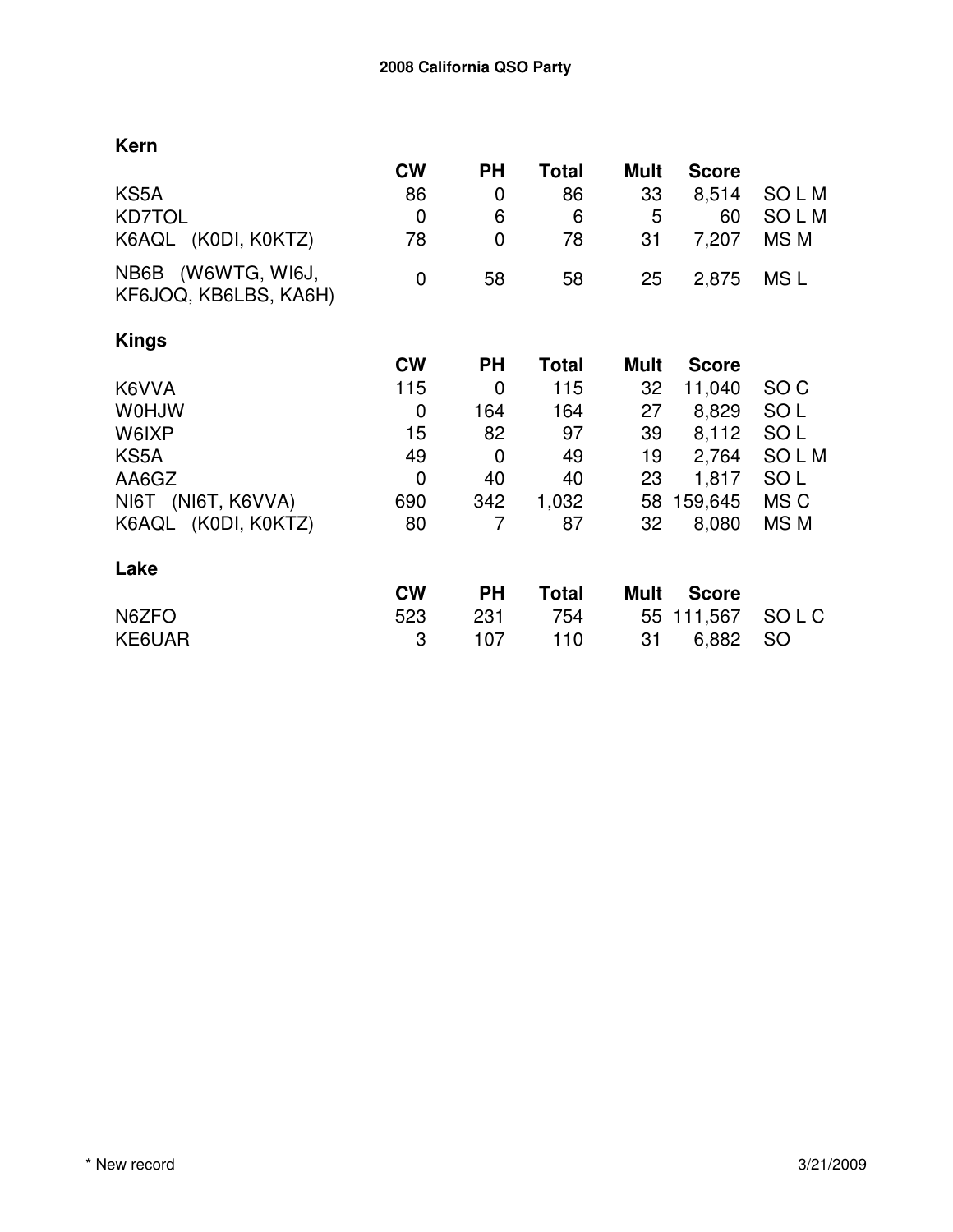**2008 California QSO Party**

### Kern

| | CW | PH | Total | Mult | Score | |
|---|---|---|---|---|---|---|
| KS5A | 86 | 0 | 86 | 33 | 8,514 | SO L M |
| KD7TOL | 0 | 6 | 6 | 5 | 60 | SO L M |
| K6AQL (K0DI, K0KTZ) | 78 | 0 | 78 | 31 | 7,207 | MS M |
| NB6B (W6WTG, WI6J, KF6JOQ, KB6LBS, KA6H) | 0 | 58 | 58 | 25 | 2,875 | MS L |

### Kings

| | CW | PH | Total | Mult | Score | |
|---|---|---|---|---|---|---|
| K6VVA | 115 | 0 | 115 | 32 | 11,040 | SO C |
| W0HJW | 0 | 164 | 164 | 27 | 8,829 | SO L |
| W6IXP | 15 | 82 | 97 | 39 | 8,112 | SO L |
| KS5A | 49 | 0 | 49 | 19 | 2,764 | SO L M |
| AA6GZ | 0 | 40 | 40 | 23 | 1,817 | SO L |
| NI6T (NI6T, K6VVA) | 690 | 342 | 1,032 | 58 | 159,645 | MS C |
| K6AQL (K0DI, K0KTZ) | 80 | 7 | 87 | 32 | 8,080 | MS M |

### Lake

| | CW | PH | Total | Mult | Score | |
|---|---|---|---|---|---|---|
| N6ZFO | 523 | 231 | 754 | 55 | 111,567 | SO L C |
| KE6UAR | 3 | 107 | 110 | 31 | 6,882 | SO |

* New record

3/21/2009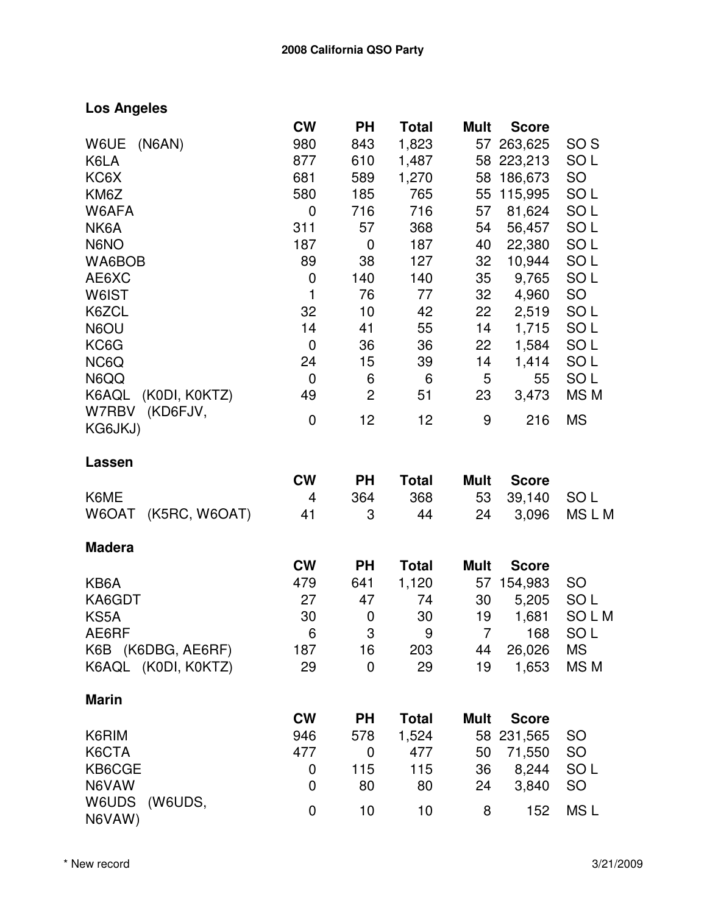## 2008 California QSO Party

### Los Angeles

| | CW | PH | Total | Mult | Score | |
|---|---|---|---|---|---|---|
| W6UE (N6AN) | 980 | 843 | 1,823 | 57 | 263,625 | SO S |
| K6LA | 877 | 610 | 1,487 | 58 | 223,213 | SO L |
| KC6X | 681 | 589 | 1,270 | 58 | 186,673 | SO |
| KM6Z | 580 | 185 | 765 | 55 | 115,995 | SO L |
| W6AFA | 0 | 716 | 716 | 57 | 81,624 | SO L |
| NK6A | 311 | 57 | 368 | 54 | 56,457 | SO L |
| N6NO | 187 | 0 | 187 | 40 | 22,380 | SO L |
| WA6BOB | 89 | 38 | 127 | 32 | 10,944 | SO L |
| AE6XC | 0 | 140 | 140 | 35 | 9,765 | SO L |
| W6IST | 1 | 76 | 77 | 32 | 4,960 | SO |
| K6ZCL | 32 | 10 | 42 | 22 | 2,519 | SO L |
| N6OU | 14 | 41 | 55 | 14 | 1,715 | SO L |
| KC6G | 0 | 36 | 36 | 22 | 1,584 | SO L |
| NC6Q | 24 | 15 | 39 | 14 | 1,414 | SO L |
| N6QQ | 0 | 6 | 6 | 5 | 55 | SO L |
| K6AQL (K0DI, K0KTZ) | 49 | 2 | 51 | 23 | 3,473 | MS M |
| W7RBV (KD6FJV, KG6JKJ) | 0 | 12 | 12 | 9 | 216 | MS |

### Lassen

| | CW | PH | Total | Mult | Score | |
|---|---|---|---|---|---|---|
| K6ME | 4 | 364 | 368 | 53 | 39,140 | SO L |
| W6OAT (K5RC, W6OAT) | 41 | 3 | 44 | 24 | 3,096 | MS L M |

### Madera

| | CW | PH | Total | Mult | Score | |
|---|---|---|---|---|---|---|
| KB6A | 479 | 641 | 1,120 | 57 | 154,983 | SO |
| KA6GDT | 27 | 47 | 74 | 30 | 5,205 | SO L |
| KS5A | 30 | 0 | 30 | 19 | 1,681 | SO L M |
| AE6RF | 6 | 3 | 9 | 7 | 168 | SO L |
| K6B (K6DBG, AE6RF) | 187 | 16 | 203 | 44 | 26,026 | MS |
| K6AQL (K0DI, K0KTZ) | 29 | 0 | 29 | 19 | 1,653 | MS M |

### Marin

| | CW | PH | Total | Mult | Score | |
|---|---|---|---|---|---|---|
| K6RIM | 946 | 578 | 1,524 | 58 | 231,565 | SO |
| K6CTA | 477 | 0 | 477 | 50 | 71,550 | SO |
| KB6CGE | 0 | 115 | 115 | 36 | 8,244 | SO L |
| N6VAW | 0 | 80 | 80 | 24 | 3,840 | SO |
| W6UDS (W6UDS, N6VAW) | 0 | 10 | 10 | 8 | 152 | MS L |

* New record

3/21/2009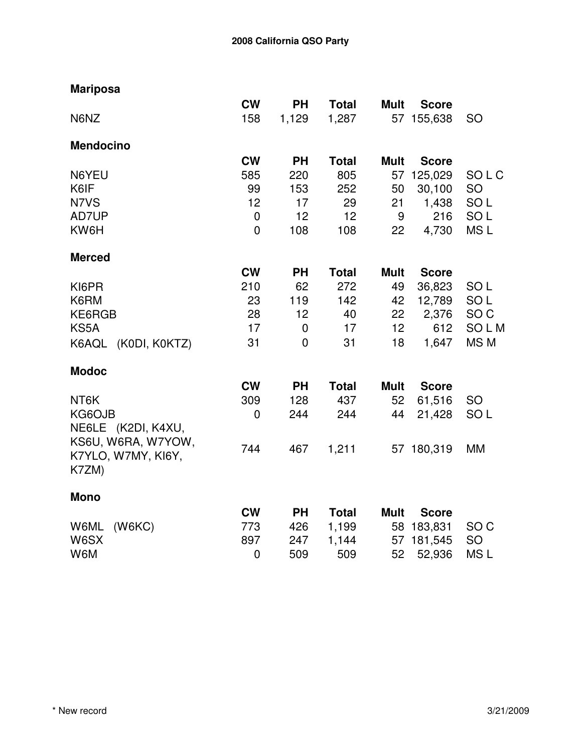**2008 California QSO Party**

**Mariposa**

| | CW | PH | Total | Mult | Score | |
|---|---|---|---|---|---|---|
| N6NZ | 158 | 1,129 | 1,287 | 57 | 155,638 | SO |

**Mendocino**

| | CW | PH | Total | Mult | Score | |
|---|---|---|---|---|---|---|
| N6YEU | 585 | 220 | 805 | 57 | 125,029 | SO L C |
| K6IF | 99 | 153 | 252 | 50 | 30,100 | SO |
| N7VS | 12 | 17 | 29 | 21 | 1,438 | SO L |
| AD7UP | 0 | 12 | 12 | 9 | 216 | SO L |
| KW6H | 0 | 108 | 108 | 22 | 4,730 | MS L |

**Merced**

| | CW | PH | Total | Mult | Score | |
|---|---|---|---|---|---|---|
| KI6PR | 210 | 62 | 272 | 49 | 36,823 | SO L |
| K6RM | 23 | 119 | 142 | 42 | 12,789 | SO L |
| KE6RGB | 28 | 12 | 40 | 22 | 2,376 | SO C |
| KS5A | 17 | 0 | 17 | 12 | 612 | SO L M |
| K6AQL (K0DI, K0KTZ) | 31 | 0 | 31 | 18 | 1,647 | MS M |

**Modoc**

| | CW | PH | Total | Mult | Score | |
|---|---|---|---|---|---|---|
| NT6K | 309 | 128 | 437 | 52 | 61,516 | SO |
| KG6OJB | 0 | 244 | 244 | 44 | 21,428 | SO L |
| NE6LE (K2DI, K4XU, KS6U, W6RA, W7YOW, K7YLO, W7MY, KI6Y, K7ZM) | 744 | 467 | 1,211 | 57 | 180,319 | MM |

**Mono**

| | CW | PH | Total | Mult | Score | |
|---|---|---|---|---|---|---|
| W6ML (W6KC) | 773 | 426 | 1,199 | 58 | 183,831 | SO C |
| W6SX | 897 | 247 | 1,144 | 57 | 181,545 | SO |
| W6M | 0 | 509 | 509 | 52 | 52,936 | MS L |

\* New record

3/21/2009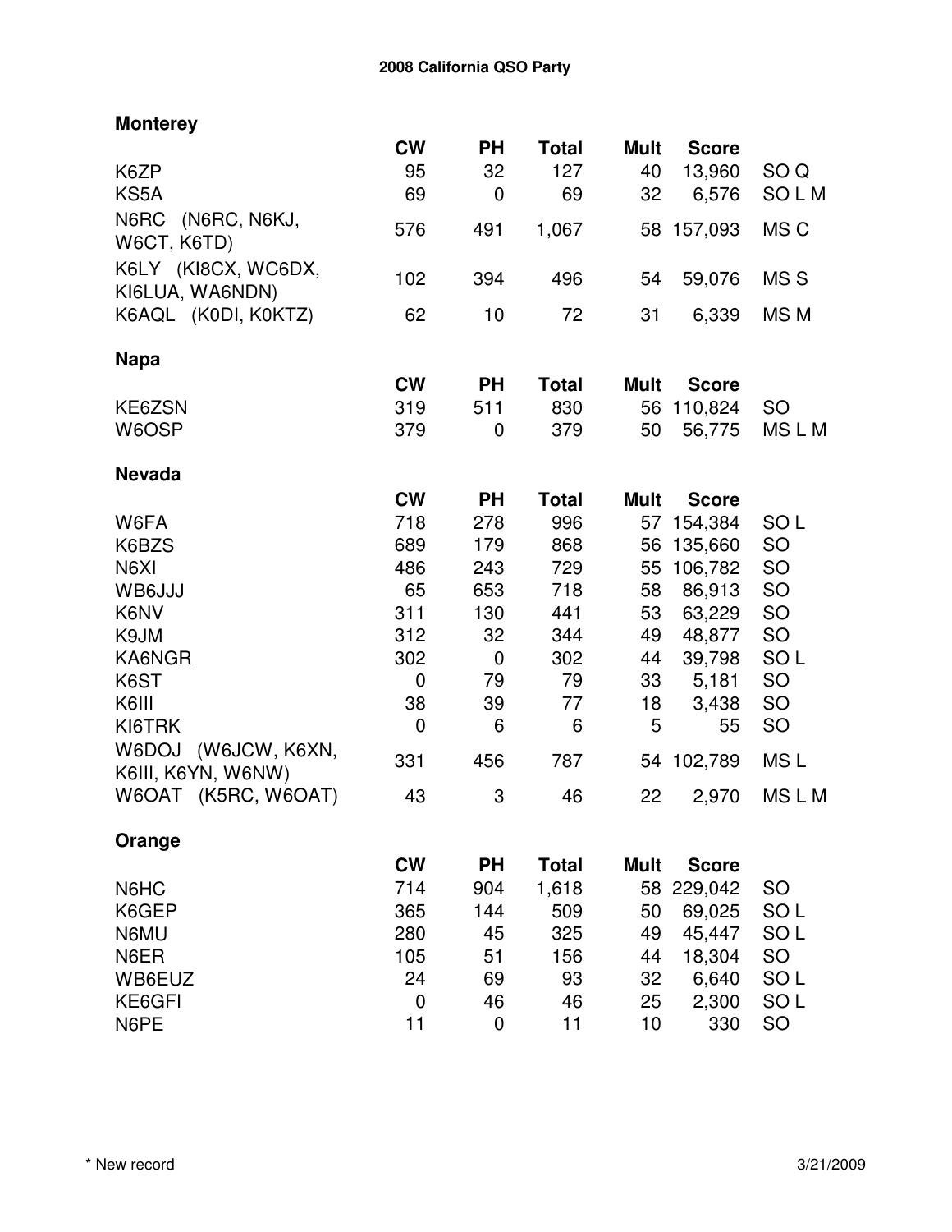## 2008 California QSO Party

### Monterey

| | CW | PH | Total | Mult | Score | |
|---|---|---|---|---|---|---|
| K6ZP | 95 | 32 | 127 | 40 | 13,960 | SO Q |
| KS5A | 69 | 0 | 69 | 32 | 6,576 | SO L M |
| N6RC (N6RC, N6KJ, W6CT, K6TD) | 576 | 491 | 1,067 | 58 | 157,093 | MS C |
| K6LY (KI8CX, WC6DX, KI6LUA, WA6NDN) | 102 | 394 | 496 | 54 | 59,076 | MS S |
| K6AQL (K0DI, K0KTZ) | 62 | 10 | 72 | 31 | 6,339 | MS M |

### Napa

| | CW | PH | Total | Mult | Score | |
|---|---|---|---|---|---|---|
| KE6ZSN | 319 | 511 | 830 | 56 | 110,824 | SO |
| W6OSP | 379 | 0 | 379 | 50 | 56,775 | MS L M |

### Nevada

| | CW | PH | Total | Mult | Score | |
|---|---|---|---|---|---|---|
| W6FA | 718 | 278 | 996 | 57 | 154,384 | SO L |
| K6BZS | 689 | 179 | 868 | 56 | 135,660 | SO |
| N6XI | 486 | 243 | 729 | 55 | 106,782 | SO |
| WB6JJJ | 65 | 653 | 718 | 58 | 86,913 | SO |
| K6NV | 311 | 130 | 441 | 53 | 63,229 | SO |
| K9JM | 312 | 32 | 344 | 49 | 48,877 | SO |
| KA6NGR | 302 | 0 | 302 | 44 | 39,798 | SO L |
| K6ST | 0 | 79 | 79 | 33 | 5,181 | SO |
| K6III | 38 | 39 | 77 | 18 | 3,438 | SO |
| KI6TRK | 0 | 6 | 6 | 5 | 55 | SO |
| W6DOJ (W6JCW, K6XN, K6III, K6YN, W6NW) | 331 | 456 | 787 | 54 | 102,789 | MS L |
| W6OAT (K5RC, W6OAT) | 43 | 3 | 46 | 22 | 2,970 | MS L M |

### Orange

| | CW | PH | Total | Mult | Score | |
|---|---|---|---|---|---|---|
| N6HC | 714 | 904 | 1,618 | 58 | 229,042 | SO |
| K6GEP | 365 | 144 | 509 | 50 | 69,025 | SO L |
| N6MU | 280 | 45 | 325 | 49 | 45,447 | SO L |
| N6ER | 105 | 51 | 156 | 44 | 18,304 | SO |
| WB6EUZ | 24 | 69 | 93 | 32 | 6,640 | SO L |
| KE6GFI | 0 | 46 | 46 | 25 | 2,300 | SO L |
| N6PE | 11 | 0 | 11 | 10 | 330 | SO |

* New record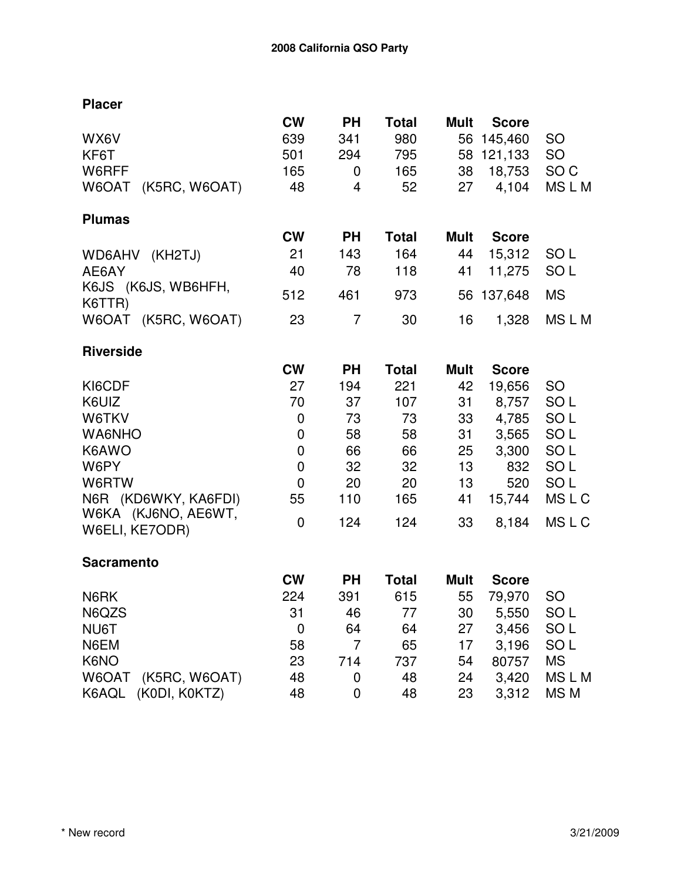# 2008 California QSO Party

## Placer

| | CW | PH | Total | Mult | Score | |
|---|---|---|---|---|---|---|
| WX6V | 639 | 341 | 980 | 56 | 145,460 | SO |
| KF6T | 501 | 294 | 795 | 58 | 121,133 | SO |
| W6RFF | 165 | 0 | 165 | 38 | 18,753 | SO C |
| W6OAT (K5RC, W6OAT) | 48 | 4 | 52 | 27 | 4,104 | MS L M |

## Plumas

| | CW | PH | Total | Mult | Score | |
|---|---|---|---|---|---|---|
| WD6AHV (KH2TJ) | 21 | 143 | 164 | 44 | 15,312 | SO L |
| AE6AY | 40 | 78 | 118 | 41 | 11,275 | SO L |
| K6JS (K6JS, WB6HFH, K6TTR) | 512 | 461 | 973 | 56 | 137,648 | MS |
| W6OAT (K5RC, W6OAT) | 23 | 7 | 30 | 16 | 1,328 | MS L M |

## Riverside

| | CW | PH | Total | Mult | Score | |
|---|---|---|---|---|---|---|
| KI6CDF | 27 | 194 | 221 | 42 | 19,656 | SO |
| K6UIZ | 70 | 37 | 107 | 31 | 8,757 | SO L |
| W6TKV | 0 | 73 | 73 | 33 | 4,785 | SO L |
| WA6NHO | 0 | 58 | 58 | 31 | 3,565 | SO L |
| K6AWO | 0 | 66 | 66 | 25 | 3,300 | SO L |
| W6PY | 0 | 32 | 32 | 13 | 832 | SO L |
| W6RTW | 0 | 20 | 20 | 13 | 520 | SO L |
| N6R (KD6WKY, KA6FDI) | 55 | 110 | 165 | 41 | 15,744 | MS L C |
| W6KA (KJ6NO, AE6WT, W6ELI, KE7ODR) | 0 | 124 | 124 | 33 | 8,184 | MS L C |

## Sacramento

| | CW | PH | Total | Mult | Score | |
|---|---|---|---|---|---|---|
| N6RK | 224 | 391 | 615 | 55 | 79,970 | SO |
| N6QZS | 31 | 46 | 77 | 30 | 5,550 | SO L |
| NU6T | 0 | 64 | 64 | 27 | 3,456 | SO L |
| N6EM | 58 | 7 | 65 | 17 | 3,196 | SO L |
| K6NO | 23 | 714 | 737 | 54 | 80757 | MS |
| W6OAT (K5RC, W6OAT) | 48 | 0 | 48 | 24 | 3,420 | MS L M |
| K6AQL (K0DI, K0KTZ) | 48 | 0 | 48 | 23 | 3,312 | MS M |

\* New record

3/21/2009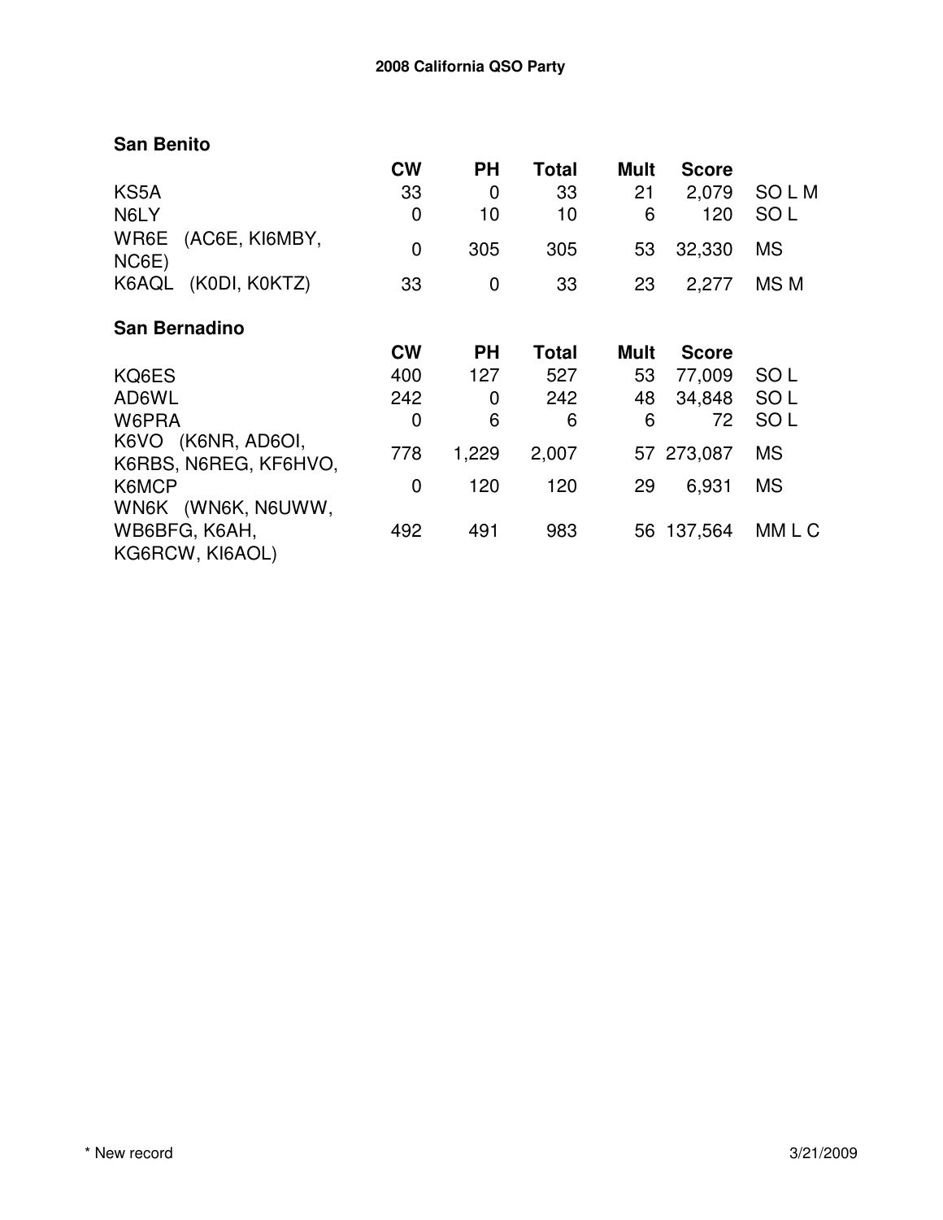## San Benito

| | CW | PH | Total | Mult | Score | |
|---|---|---|---|---|---|---|
| KS5A | 33 | 0 | 33 | 21 | 2,079 | SO L M |
| N6LY | 0 | 10 | 10 | 6 | 120 | SO L |
| WR6E (AC6E, KI6MBY, NC6E) | 0 | 305 | 305 | 53 | 32,330 | MS |
| K6AQL (K0DI, K0KTZ) | 33 | 0 | 33 | 23 | 2,277 | MS M |

## San Bernadino

| | CW | PH | Total | Mult | Score | |
|---|---|---|---|---|---|---|
| KQ6ES | 400 | 127 | 527 | 53 | 77,009 | SO L |
| AD6WL | 242 | 0 | 242 | 48 | 34,848 | SO L |
| W6PRA | 0 | 6 | 6 | 6 | 72 | SO L |
| K6VO (K6NR, AD6OI, K6RBS, N6REG, KF6HVO, | 778 | 1,229 | 2,007 | 57 | 273,087 | MS |
| K6MCP | 0 | 120 | 120 | 29 | 6,931 | MS |
| WN6K (WN6K, N6UWW, WB6BFG, K6AH, KG6RCW, KI6AOL) | 492 | 491 | 983 | 56 | 137,564 | MM L C |

\* New record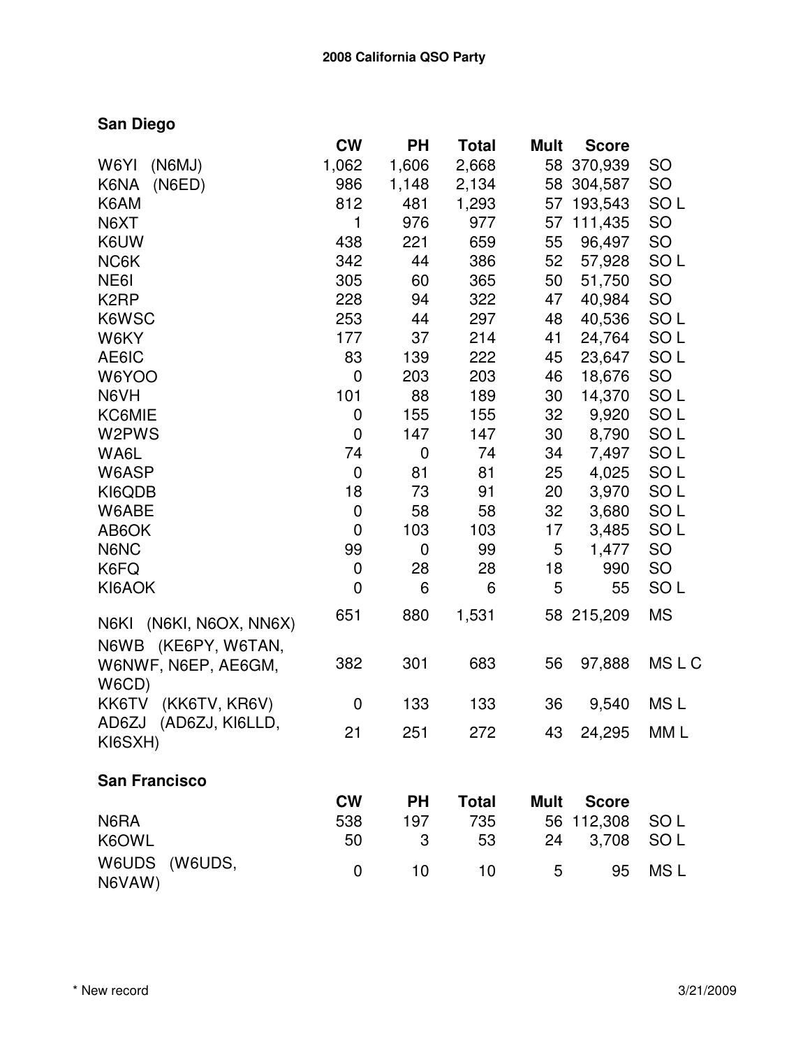## 2008 California QSO Party

### San Diego

| | CW | PH | Total | Mult | Score | |
|---|---|---|---|---|---|---|
| W6YI (N6MJ) | 1,062 | 1,606 | 2,668 | 58 | 370,939 | SO |
| K6NA (N6ED) | 986 | 1,148 | 2,134 | 58 | 304,587 | SO |
| K6AM | 812 | 481 | 1,293 | 57 | 193,543 | SO L |
| N6XT | 1 | 976 | 977 | 57 | 111,435 | SO |
| K6UW | 438 | 221 | 659 | 55 | 96,497 | SO |
| NC6K | 342 | 44 | 386 | 52 | 57,928 | SO L |
| NE6I | 305 | 60 | 365 | 50 | 51,750 | SO |
| K2RP | 228 | 94 | 322 | 47 | 40,984 | SO |
| K6WSC | 253 | 44 | 297 | 48 | 40,536 | SO L |
| W6KY | 177 | 37 | 214 | 41 | 24,764 | SO L |
| AE6IC | 83 | 139 | 222 | 45 | 23,647 | SO L |
| W6YOO | 0 | 203 | 203 | 46 | 18,676 | SO |
| N6VH | 101 | 88 | 189 | 30 | 14,370 | SO L |
| KC6MIE | 0 | 155 | 155 | 32 | 9,920 | SO L |
| W2PWS | 0 | 147 | 147 | 30 | 8,790 | SO L |
| WA6L | 74 | 0 | 74 | 34 | 7,497 | SO L |
| W6ASP | 0 | 81 | 81 | 25 | 4,025 | SO L |
| KI6QDB | 18 | 73 | 91 | 20 | 3,970 | SO L |
| W6ABE | 0 | 58 | 58 | 32 | 3,680 | SO L |
| AB6OK | 0 | 103 | 103 | 17 | 3,485 | SO L |
| N6NC | 99 | 0 | 99 | 5 | 1,477 | SO |
| K6FQ | 0 | 28 | 28 | 18 | 990 | SO |
| KI6AOK | 0 | 6 | 6 | 5 | 55 | SO L |
| N6KI (N6KI, N6OX, NN6X) | 651 | 880 | 1,531 | 58 | 215,209 | MS |
| N6WB (KE6PY, W6TAN, W6NWF, N6EP, AE6GM, W6CD) | 382 | 301 | 683 | 56 | 97,888 | MS L C |
| KK6TV (KK6TV, KR6V) | 0 | 133 | 133 | 36 | 9,540 | MS L |
| AD6ZJ (AD6ZJ, KI6LLD, KI6SXH) | 21 | 251 | 272 | 43 | 24,295 | MM L |

### San Francisco

| | CW | PH | Total | Mult | Score | |
|---|---|---|---|---|---|---|
| N6RA | 538 | 197 | 735 | 56 | 112,308 | SO L |
| K6OWL | 50 | 3 | 53 | 24 | 3,708 | SO L |
| W6UDS (W6UDS, N6VAW) | 0 | 10 | 10 | 5 | 95 | MS L |

* New record

3/21/2009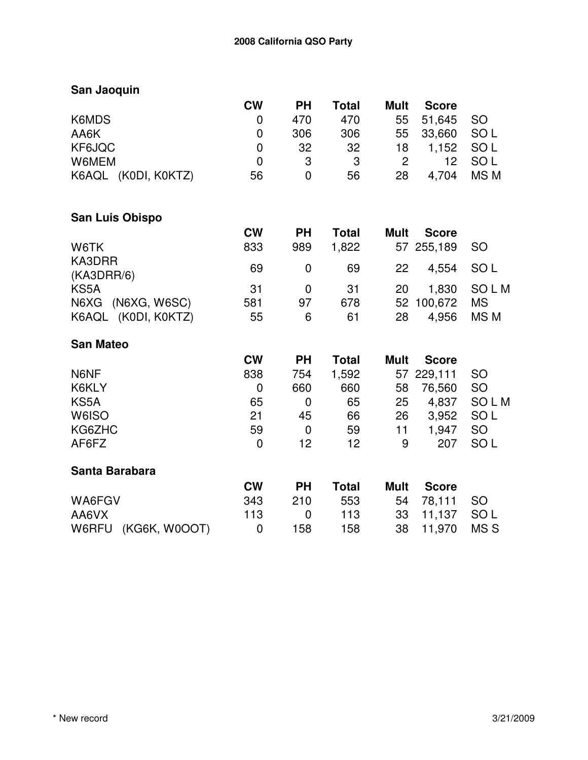**2008 California QSO Party**

## San Jaoquin

| | CW | PH | Total | Mult | Score | |
|---|---|---|---|---|---|---|
| K6MDS | 0 | 470 | 470 | 55 | 51,645 | SO |
| AA6K | 0 | 306 | 306 | 55 | 33,660 | SO L |
| KF6JQC | 0 | 32 | 32 | 18 | 1,152 | SO L |
| W6MEM | 0 | 3 | 3 | 2 | 12 | SO L |
| K6AQL (K0DI, K0KTZ) | 56 | 0 | 56 | 28 | 4,704 | MS M |

## San Luis Obispo

| | CW | PH | Total | Mult | Score | |
|---|---|---|---|---|---|---|
| W6TK | 833 | 989 | 1,822 | 57 | 255,189 | SO |
| KA3DRR (KA3DRR/6) | 69 | 0 | 69 | 22 | 4,554 | SO L |
| KS5A | 31 | 0 | 31 | 20 | 1,830 | SO L M |
| N6XG (N6XG, W6SC) | 581 | 97 | 678 | 52 | 100,672 | MS |
| K6AQL (K0DI, K0KTZ) | 55 | 6 | 61 | 28 | 4,956 | MS M |

## San Mateo

| | CW | PH | Total | Mult | Score | |
|---|---|---|---|---|---|---|
| N6NF | 838 | 754 | 1,592 | 57 | 229,111 | SO |
| K6KLY | 0 | 660 | 660 | 58 | 76,560 | SO |
| KS5A | 65 | 0 | 65 | 25 | 4,837 | SO L M |
| W6ISO | 21 | 45 | 66 | 26 | 3,952 | SO L |
| KG6ZHC | 59 | 0 | 59 | 11 | 1,947 | SO |
| AF6FZ | 0 | 12 | 12 | 9 | 207 | SO L |

## Santa Barabara

| | CW | PH | Total | Mult | Score | |
|---|---|---|---|---|---|---|
| WA6FGV | 343 | 210 | 553 | 54 | 78,111 | SO |
| AA6VX | 113 | 0 | 113 | 33 | 11,137 | SO L |
| W6RFU (KG6K, W0OOT) | 0 | 158 | 158 | 38 | 11,970 | MS S |

* New record

3/21/2009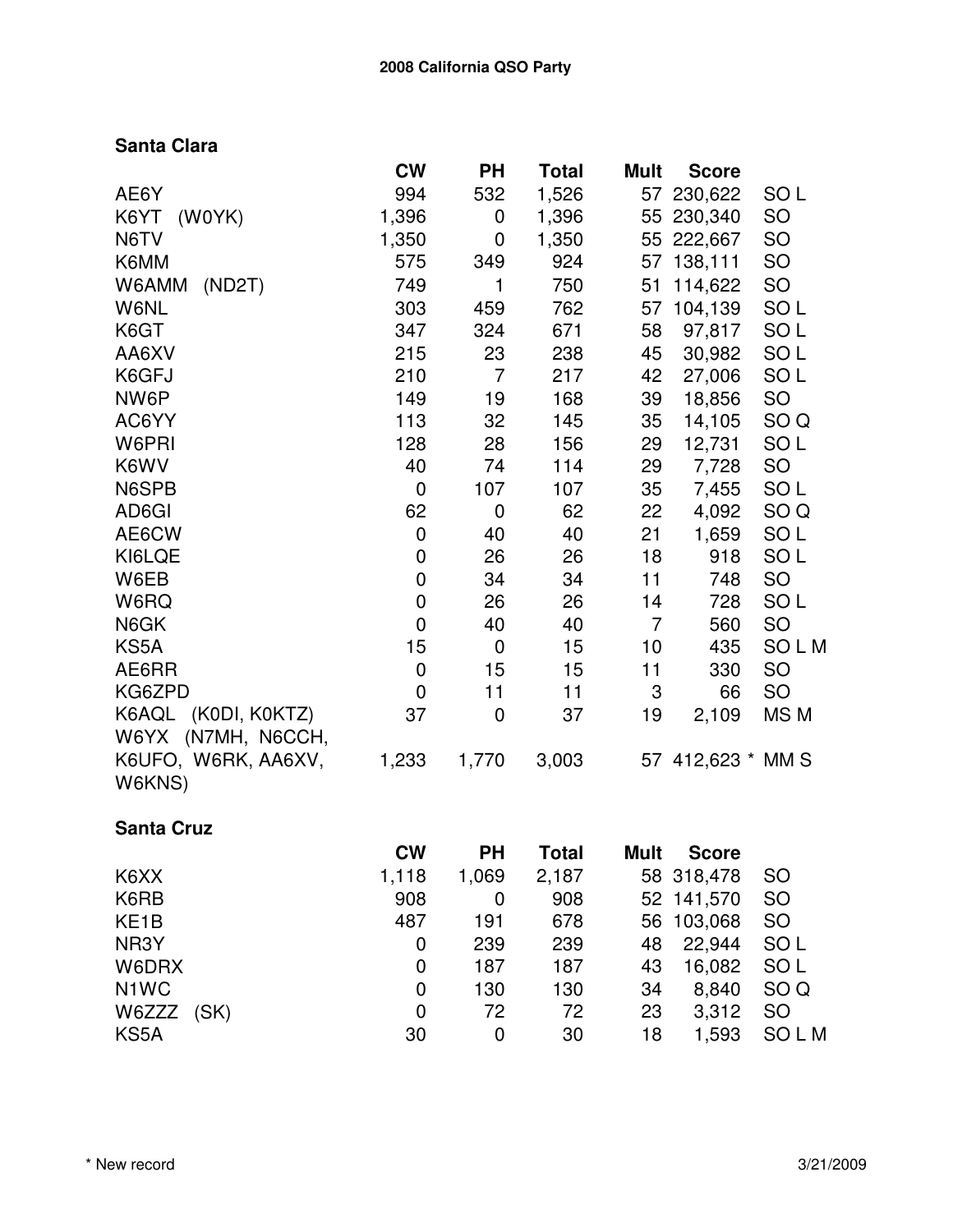**2008 California QSO Party**

## Santa Clara

| | CW | PH | Total | Mult | Score | |
|---|---|---|---|---|---|---|
| AE6Y | 994 | 532 | 1,526 | 57 | 230,622 | SO L |
| K6YT (W0YK) | 1,396 | 0 | 1,396 | 55 | 230,340 | SO |
| N6TV | 1,350 | 0 | 1,350 | 55 | 222,667 | SO |
| K6MM | 575 | 349 | 924 | 57 | 138,111 | SO |
| W6AMM (ND2T) | 749 | 1 | 750 | 51 | 114,622 | SO |
| W6NL | 303 | 459 | 762 | 57 | 104,139 | SO L |
| K6GT | 347 | 324 | 671 | 58 | 97,817 | SO L |
| AA6XV | 215 | 23 | 238 | 45 | 30,982 | SO L |
| K6GFJ | 210 | 7 | 217 | 42 | 27,006 | SO L |
| NW6P | 149 | 19 | 168 | 39 | 18,856 | SO |
| AC6YY | 113 | 32 | 145 | 35 | 14,105 | SO Q |
| W6PRI | 128 | 28 | 156 | 29 | 12,731 | SO L |
| K6WV | 40 | 74 | 114 | 29 | 7,728 | SO |
| N6SPB | 0 | 107 | 107 | 35 | 7,455 | SO L |
| AD6GI | 62 | 0 | 62 | 22 | 4,092 | SO Q |
| AE6CW | 0 | 40 | 40 | 21 | 1,659 | SO L |
| KI6LQE | 0 | 26 | 26 | 18 | 918 | SO L |
| W6EB | 0 | 34 | 34 | 11 | 748 | SO |
| W6RQ | 0 | 26 | 26 | 14 | 728 | SO L |
| N6GK | 0 | 40 | 40 | 7 | 560 | SO |
| KS5A | 15 | 0 | 15 | 10 | 435 | SO L M |
| AE6RR | 0 | 15 | 15 | 11 | 330 | SO |
| KG6ZPD | 0 | 11 | 11 | 3 | 66 | SO |
| K6AQL (K0DI, K0KTZ) | 37 | 0 | 37 | 19 | 2,109 | MS M |
| W6YX (N7MH, N6CCH, K6UFO, W6RK, AA6XV, W6KNS) | 1,233 | 1,770 | 3,003 | 57 | 412,623 * | MM S |

## Santa Cruz

| | CW | PH | Total | Mult | Score | |
|---|---|---|---|---|---|---|
| K6XX | 1,118 | 1,069 | 2,187 | 58 | 318,478 | SO |
| K6RB | 908 | 0 | 908 | 52 | 141,570 | SO |
| KE1B | 487 | 191 | 678 | 56 | 103,068 | SO |
| NR3Y | 0 | 239 | 239 | 48 | 22,944 | SO L |
| W6DRX | 0 | 187 | 187 | 43 | 16,082 | SO L |
| N1WC | 0 | 130 | 130 | 34 | 8,840 | SO Q |
| W6ZZZ (SK) | 0 | 72 | 72 | 23 | 3,312 | SO |
| KS5A | 30 | 0 | 30 | 18 | 1,593 | SO L M |

* New record

3/21/2009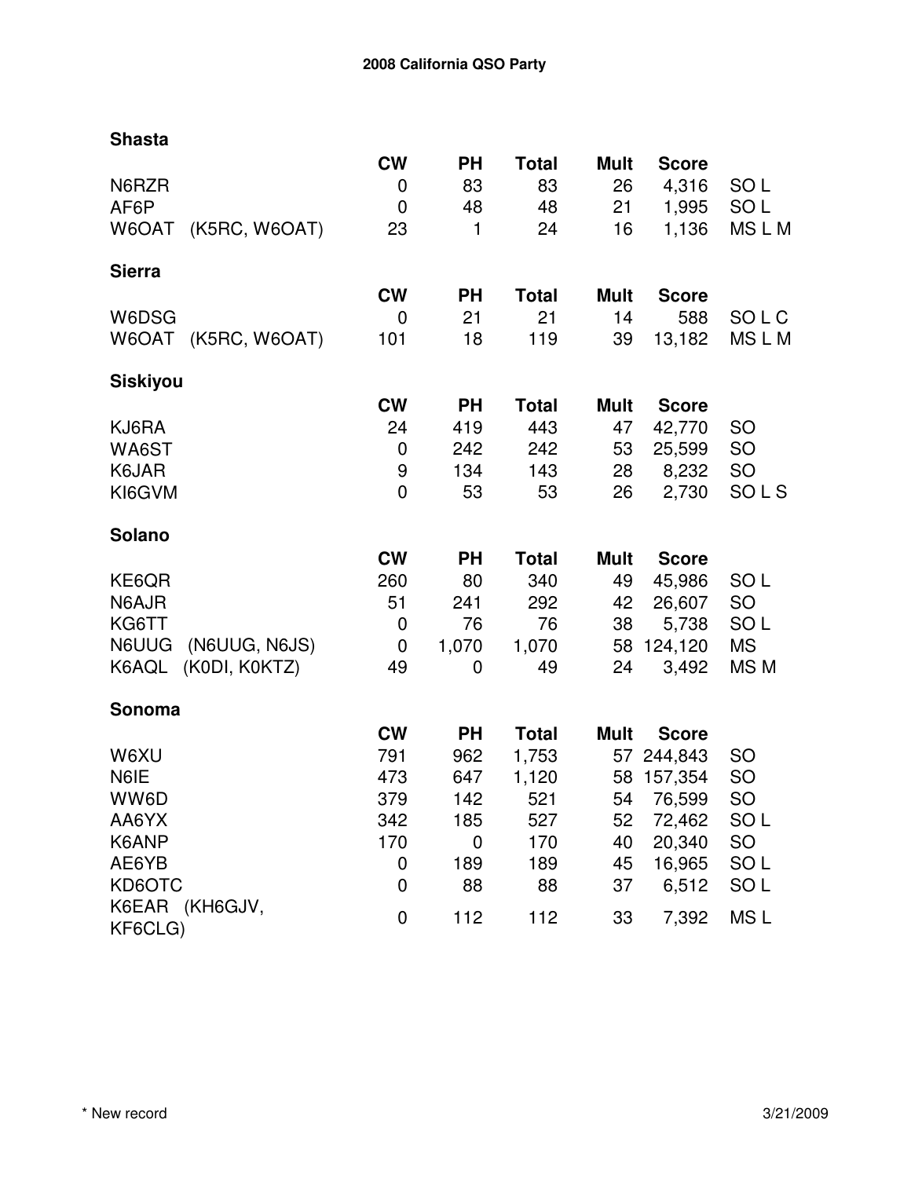# 2008 California QSO Party

## Shasta

| | CW | PH | Total | Mult | Score | |
|---|---|---|---|---|---|---|
| N6RZR | 0 | 83 | 83 | 26 | 4,316 | SO L |
| AF6P | 0 | 48 | 48 | 21 | 1,995 | SO L |
| W6OAT (K5RC, W6OAT) | 23 | 1 | 24 | 16 | 1,136 | MS L M |

## Sierra

| | CW | PH | Total | Mult | Score | |
|---|---|---|---|---|---|---|
| W6DSG | 0 | 21 | 21 | 14 | 588 | SO L C |
| W6OAT (K5RC, W6OAT) | 101 | 18 | 119 | 39 | 13,182 | MS L M |

## Siskiyou

| | CW | PH | Total | Mult | Score | |
|---|---|---|---|---|---|---|
| KJ6RA | 24 | 419 | 443 | 47 | 42,770 | SO |
| WA6ST | 0 | 242 | 242 | 53 | 25,599 | SO |
| K6JAR | 9 | 134 | 143 | 28 | 8,232 | SO |
| KI6GVM | 0 | 53 | 53 | 26 | 2,730 | SO L S |

## Solano

| | CW | PH | Total | Mult | Score | |
|---|---|---|---|---|---|---|
| KE6QR | 260 | 80 | 340 | 49 | 45,986 | SO L |
| N6AJR | 51 | 241 | 292 | 42 | 26,607 | SO |
| KG6TT | 0 | 76 | 76 | 38 | 5,738 | SO L |
| N6UUG (N6UUG, N6JS) | 0 | 1,070 | 1,070 | 58 | 124,120 | MS |
| K6AQL (K0DI, K0KTZ) | 49 | 0 | 49 | 24 | 3,492 | MS M |

## Sonoma

| | CW | PH | Total | Mult | Score | |
|---|---|---|---|---|---|---|
| W6XU | 791 | 962 | 1,753 | 57 | 244,843 | SO |
| N6IE | 473 | 647 | 1,120 | 58 | 157,354 | SO |
| WW6D | 379 | 142 | 521 | 54 | 76,599 | SO |
| AA6YX | 342 | 185 | 527 | 52 | 72,462 | SO L |
| K6ANP | 170 | 0 | 170 | 40 | 20,340 | SO |
| AE6YB | 0 | 189 | 189 | 45 | 16,965 | SO L |
| KD6OTC | 0 | 88 | 88 | 37 | 6,512 | SO L |
| K6EAR (KH6GJV, KF6CLG) | 0 | 112 | 112 | 33 | 7,392 | MS L |

\* New record

3/21/2009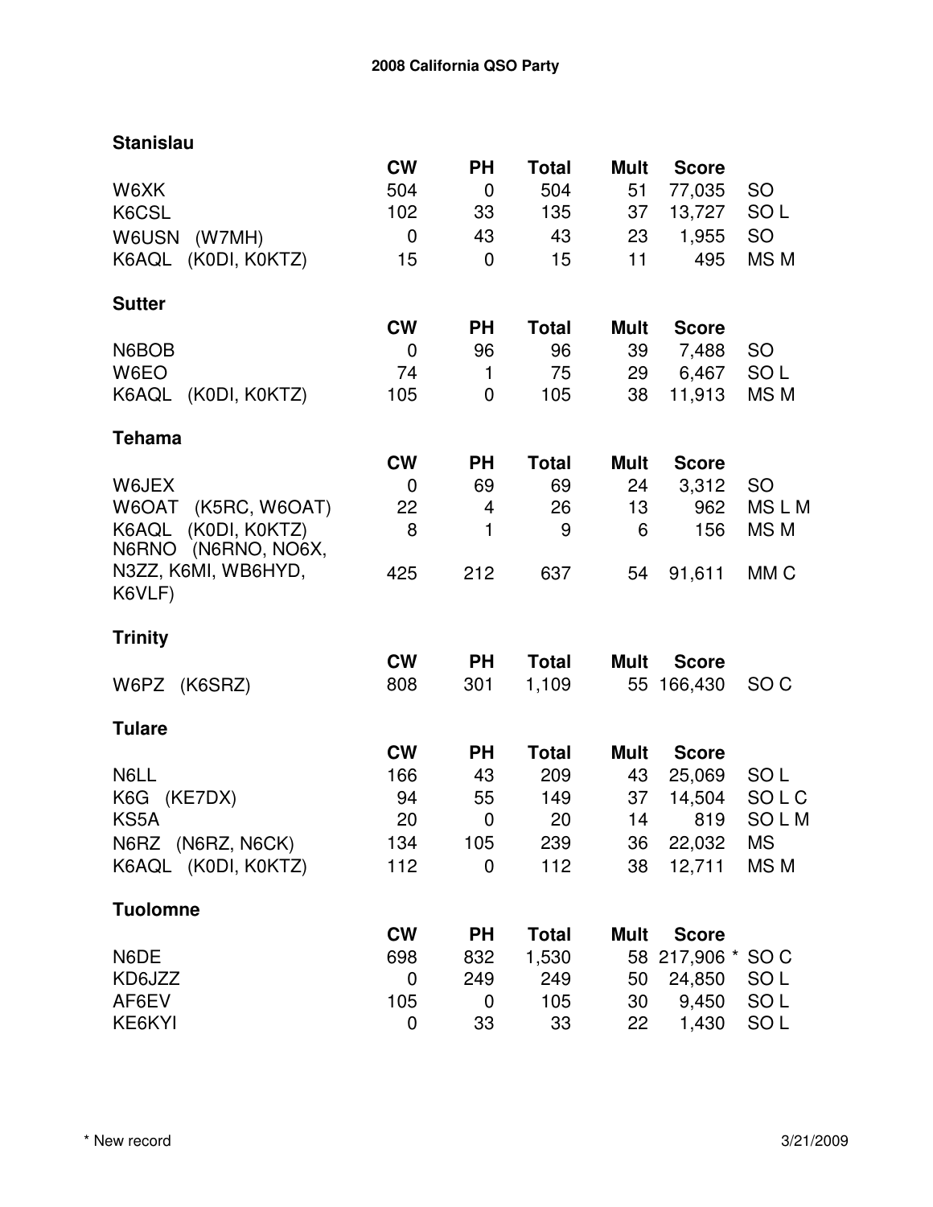## 2008 California QSO Party

### Stanislau

| | CW | PH | Total | Mult | Score | |
|---|---|---|---|---|---|---|
| W6XK | 504 | 0 | 504 | 51 | 77,035 | SO |
| K6CSL | 102 | 33 | 135 | 37 | 13,727 | SO L |
| W6USN (W7MH) | 0 | 43 | 43 | 23 | 1,955 | SO |
| K6AQL (K0DI, K0KTZ) | 15 | 0 | 15 | 11 | 495 | MS M |

### Sutter

| | CW | PH | Total | Mult | Score | |
|---|---|---|---|---|---|---|
| N6BOB | 0 | 96 | 96 | 39 | 7,488 | SO |
| W6EO | 74 | 1 | 75 | 29 | 6,467 | SO L |
| K6AQL (K0DI, K0KTZ) | 105 | 0 | 105 | 38 | 11,913 | MS M |

### Tehama

| | CW | PH | Total | Mult | Score | |
|---|---|---|---|---|---|---|
| W6JEX | 0 | 69 | 69 | 24 | 3,312 | SO |
| W6OAT (K5RC, W6OAT) | 22 | 4 | 26 | 13 | 962 | MS L M |
| K6AQL (K0DI, K0KTZ) | 8 | 1 | 9 | 6 | 156 | MS M |
| N6RNO (N6RNO, NO6X, N3ZZ, K6MI, WB6HYD, K6VLF) | 425 | 212 | 637 | 54 | 91,611 | MM C |

### Trinity

| | CW | PH | Total | Mult | Score | |
|---|---|---|---|---|---|---|
| W6PZ (K6SRZ) | 808 | 301 | 1,109 | 55 | 166,430 | SO C |

### Tulare

| | CW | PH | Total | Mult | Score | |
|---|---|---|---|---|---|---|
| N6LL | 166 | 43 | 209 | 43 | 25,069 | SO L |
| K6G (KE7DX) | 94 | 55 | 149 | 37 | 14,504 | SO L C |
| KS5A | 20 | 0 | 20 | 14 | 819 | SO L M |
| N6RZ (N6RZ, N6CK) | 134 | 105 | 239 | 36 | 22,032 | MS |
| K6AQL (K0DI, K0KTZ) | 112 | 0 | 112 | 38 | 12,711 | MS M |

### Tuolomne

| | CW | PH | Total | Mult | Score | |
|---|---|---|---|---|---|---|
| N6DE | 698 | 832 | 1,530 | 58 | 217,906 * | SO C |
| KD6JZZ | 0 | 249 | 249 | 50 | 24,850 | SO L |
| AF6EV | 105 | 0 | 105 | 30 | 9,450 | SO L |
| KE6KYI | 0 | 33 | 33 | 22 | 1,430 | SO L |

\* New record

3/21/2009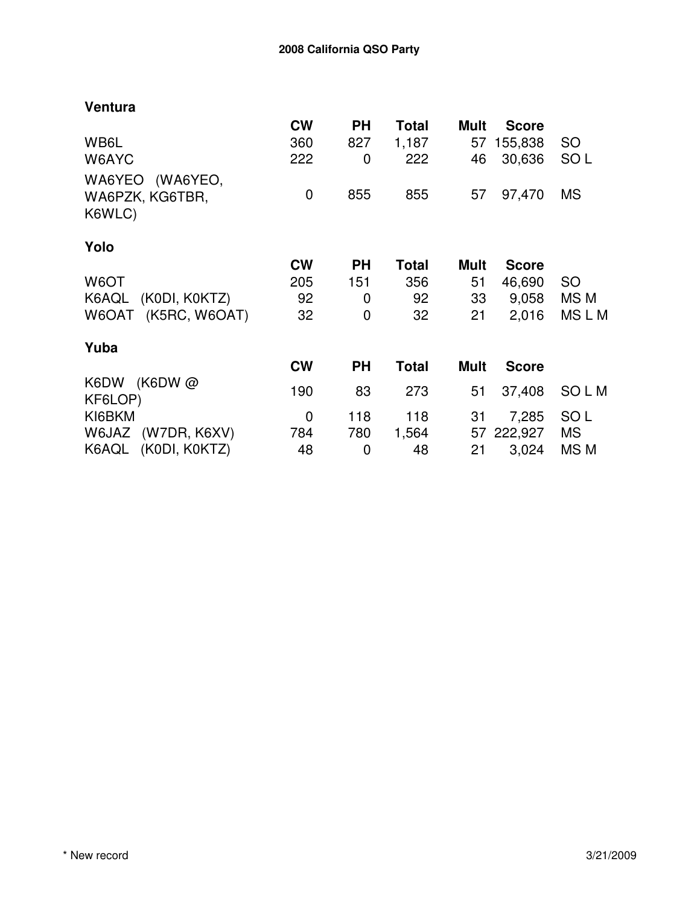# 2008 California QSO Party

## Ventura

| | CW | PH | Total | Mult | Score | |
|---|---|---|---|---|---|---|
| WB6L | 360 | 827 | 1,187 | 57 | 155,838 | SO |
| W6AYC | 222 | 0 | 222 | 46 | 30,636 | SO L |
| WA6YEO (WA6YEO, WA6PZK, KG6TBR, K6WLC) | 0 | 855 | 855 | 57 | 97,470 | MS |

## Yolo

| | CW | PH | Total | Mult | Score | |
|---|---|---|---|---|---|---|
| W6OT | 205 | 151 | 356 | 51 | 46,690 | SO |
| K6AQL (K0DI, K0KTZ) | 92 | 0 | 92 | 33 | 9,058 | MS M |
| W6OAT (K5RC, W6OAT) | 32 | 0 | 32 | 21 | 2,016 | MS L M |

## Yuba

| | CW | PH | Total | Mult | Score | |
|---|---|---|---|---|---|---|
| K6DW (K6DW @ KF6LOP) | 190 | 83 | 273 | 51 | 37,408 | SO L M |
| KI6BKM | 0 | 118 | 118 | 31 | 7,285 | SO L |
| W6JAZ (W7DR, K6XV) | 784 | 780 | 1,564 | 57 | 222,927 | MS |
| K6AQL (K0DI, K0KTZ) | 48 | 0 | 48 | 21 | 3,024 | MS M |

\* New record

3/21/2009